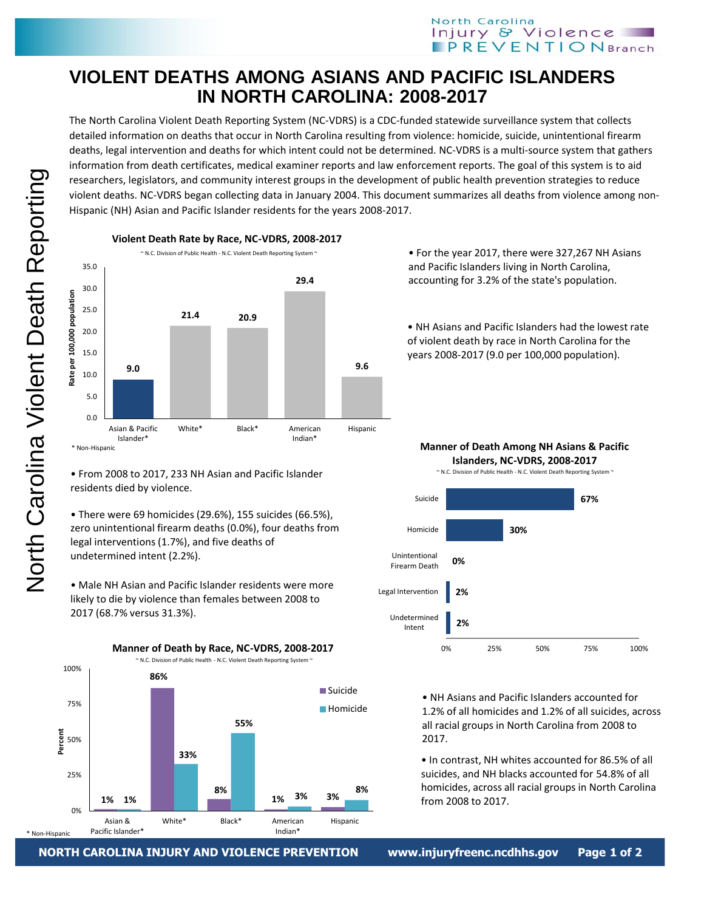# VIOLENT DEATHS AMONG ASIANS AND PACIFIC ISLANDERS IN NORTH CAROLINA: 2008-2017

The North Carolina Violent Death Reporting System (NC-VDRS) is a CDC-funded statewide surveillance system that collects detailed information on deaths that occur in North Carolina resulting from violence: homicide, suicide, unintentional firearm deaths, legal intervention and deaths for which intent could not be determined. NC-VDRS is a multi-source system that gathers information from death certificates, medical examiner reports and law enforcement reports. The goal of this system is to aid researchers, legislators, and community interest groups in the development of public health prevention strategies to reduce violent deaths. NC-VDRS began collecting data in January 2004. This document summarizes all deaths from violence among non-Hispanic (NH) Asian and Pacific Islander residents for the years 2008-2017.

**Violent Death Rate by Race, NC-VDRS, 2008-2017**

~ N.C. Division of Public Health - N.C. Violent Death Reporting System ~

| Race | Rate per 100,000 population |
|---|---|
| Asian & Pacific Islander* | 9.0 |
| White* | 21.4 |
| Black* | 20.9 |
| American Indian* | 29.4 |
| Hispanic | 9.6 |

\* Non-Hispanic

- For the year 2017, there were 327,267 NH Asians and Pacific Islanders living in North Carolina, accounting for 3.2% of the state's population.

- NH Asians and Pacific Islanders had the lowest rate of violent death by race in North Carolina for the years 2008-2017 (9.0 per 100,000 population).

- From 2008 to 2017, 233 NH Asian and Pacific Islander residents died by violence.

- There were 69 homicides (29.6%), 155 suicides (66.5%), zero unintentional firearm deaths (0.0%), four deaths from legal interventions (1.7%), and five deaths of undetermined intent (2.2%).

- Male NH Asian and Pacific Islander residents were more likely to die by violence than females between 2008 to 2017 (68.7% versus 31.3%).

**Manner of Death Among NH Asians & Pacific Islanders, NC-VDRS, 2008-2017**

~ N.C. Division of Public Health - N.C. Violent Death Reporting System ~

| Manner of Death | Percent |
|---|---|
| Suicide | 67% |
| Homicide | 30% |
| Unintentional Firearm Death | 0% |
| Legal Intervention | 2% |
| Undetermined Intent | 2% |

**Manner of Death by Race, NC-VDRS, 2008-2017**

~ N.C. Division of Public Health - N.C. Violent Death Reporting System ~

| Race | Suicide | Homicide |
|---|---|---|
| Asian & Pacific Islander* | 1% | 1% |
| White* | 86% | 33% |
| Black* | 8% | 55% |
| American Indian* | 1% | 3% |
| Hispanic | 3% | 8% |

\* Non-Hispanic

- NH Asians and Pacific Islanders accounted for 1.2% of all homicides and 1.2% of all suicides, across all racial groups in North Carolina from 2008 to 2017.

- In contrast, NH whites accounted for 86.5% of all suicides, and NH blacks accounted for 54.8% of all homicides, across all racial groups in North Carolina from 2008 to 2017.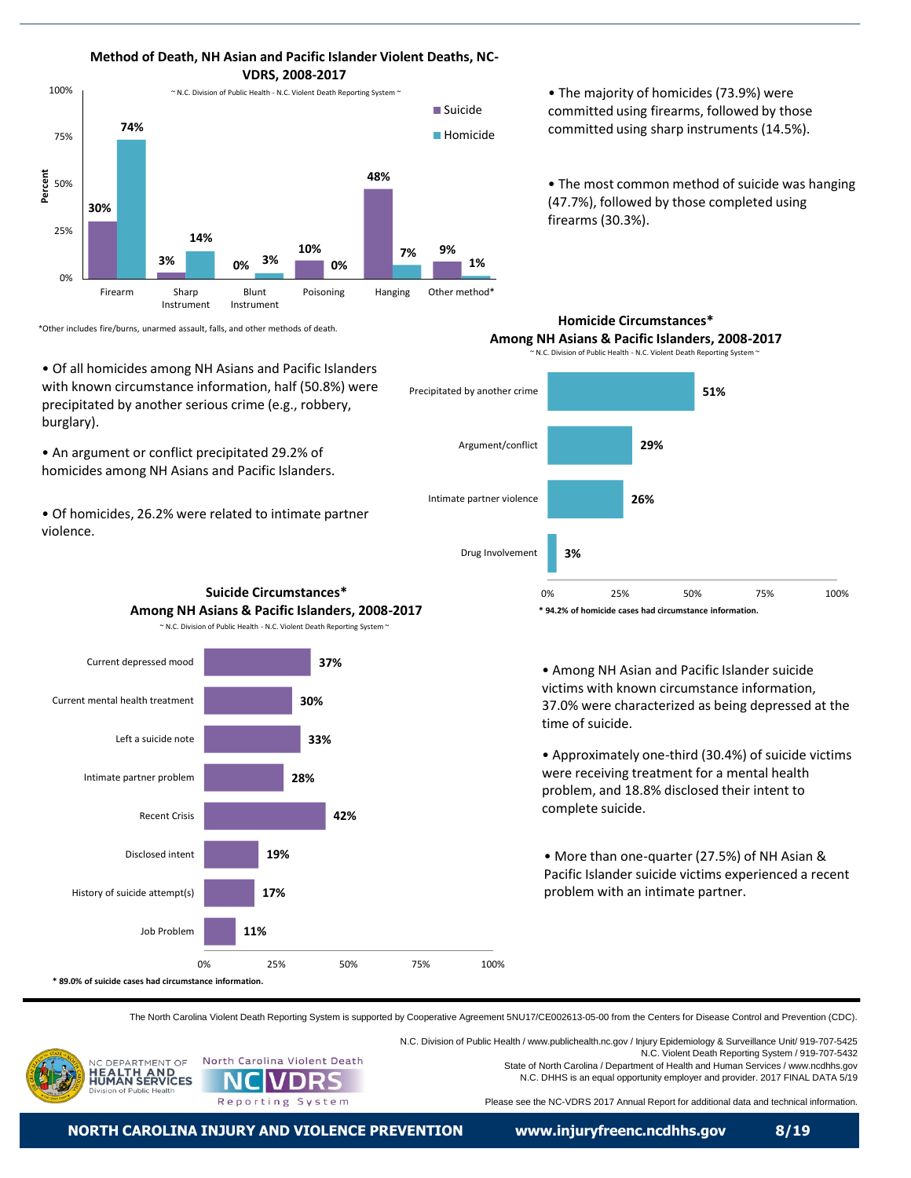**Method of Death, NH Asian and Pacific Islander Violent Deaths, NC-VDRS, 2008-2017**

~ N.C. Division of Public Health - N.C. Violent Death Reporting System ~

Percent

100%
75%
50%
25%
0%

Suicide
Homicide

Firearm: 30%, 74%
Sharp Instrument: 3%, 14%
Blunt Instrument: 0%, 3%
Poisoning: 10%, 0%
Hanging: 48%, 7%
Other method*: 9%, 1%

*Other includes fire/burns, unarmed assault, falls, and other methods of death.

- The majority of homicides (73.9%) were committed using firearms, followed by those committed using sharp instruments (14.5%).
- The most common method of suicide was hanging (47.7%), followed by those completed using firearms (30.3%).

- Of all homicides among NH Asians and Pacific Islanders with known circumstance information, half (50.8%) were precipitated by another serious crime (e.g., robbery, burglary).
- An argument or conflict precipitated 29.2% of homicides among NH Asians and Pacific Islanders.
- Of homicides, 26.2% were related to intimate partner violence.

**Homicide Circumstances\***
**Among NH Asians & Pacific Islanders, 2008-2017**

~ N.C. Division of Public Health - N.C. Violent Death Reporting System ~

Precipitated by another crime: 51%
Argument/conflict: 29%
Intimate partner violence: 26%
Drug Involvement: 3%

0% 25% 50% 75% 100%

**\* 94.2% of homicide cases had circumstance information.**

**Suicide Circumstances\***
**Among NH Asians & Pacific Islanders, 2008-2017**

~ N.C. Division of Public Health - N.C. Violent Death Reporting System ~

Current depressed mood: 37%
Current mental health treatment: 30%
Left a suicide note: 33%
Intimate partner problem: 28%
Recent Crisis: 42%
Disclosed intent: 19%
History of suicide attempt(s): 17%
Job Problem: 11%

0% 25% 50% 75% 100%

**\* 89.0% of suicide cases had circumstance information.**

- Among NH Asian and Pacific Islander suicide victims with known circumstance information, 37.0% were characterized as being depressed at the time of suicide.
- Approximately one-third (30.4%) of suicide victims were receiving treatment for a mental health problem, and 18.8% disclosed their intent to complete suicide.
- More than one-quarter (27.5%) of NH Asian & Pacific Islander suicide victims experienced a recent problem with an intimate partner.

The North Carolina Violent Death Reporting System is supported by Cooperative Agreement 5NU17/CE002613-05-00 from the Centers for Disease Control and Prevention (CDC).

N.C. Division of Public Health / www.publichealth.nc.gov / Injury Epidemiology & Surveillance Unit/ 919-707-5425
N.C. Violent Death Reporting System / 919-707-5432
State of North Carolina / Department of Health and Human Services / www.ncdhhs.gov
N.C. DHHS is an equal opportunity employer and provider. 2017 FINAL DATA 5/19

Please see the NC-VDRS 2017 Annual Report for additional data and technical information.

**NORTH CAROLINA INJURY AND VIOLENCE PREVENTION** **www.injuryfreenc.ncdhhs.gov** **8/19**